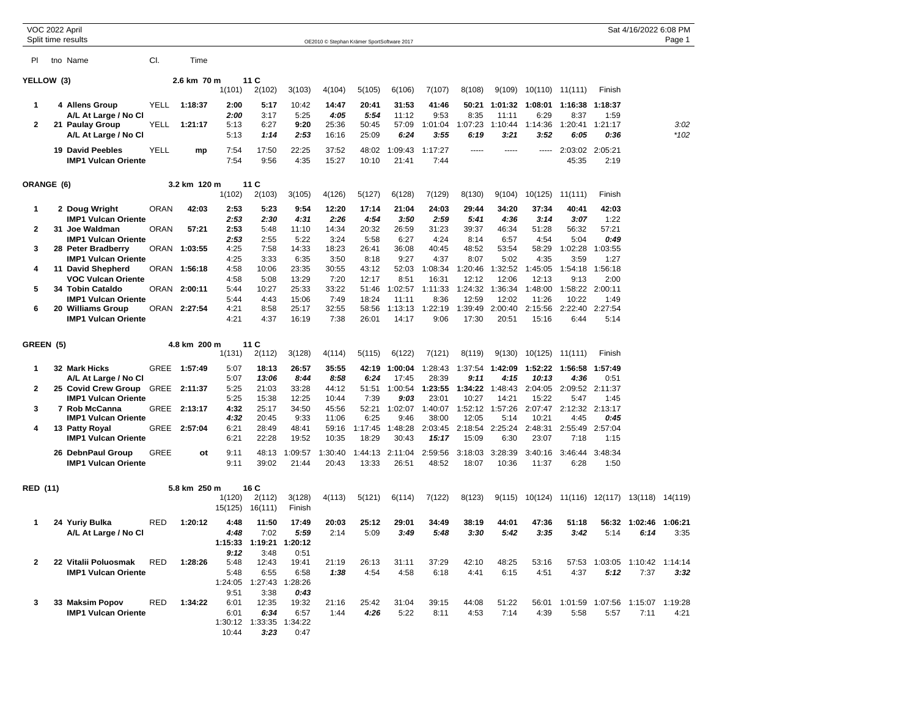VOC 2022 April
Split time results

OE2010 © Stephan Krämer SportSoftware 2017

Sat 4/16/2022 6:08 PM

## YELLOW (3) — 2.6 km 70 m — 11 C

| Pl | tno | Name | Cl. | Time | 1(101) | 2(102) | 3(103) | 4(104) | 5(105) | 6(106) | 7(107) | 8(108) | 9(109) | 10(110) | 11(111) | Finish | |
|---|---|---|---|---|---|---|---|---|---|---|---|---|---|---|---|---|---|
| 1 | 4 | **Allens Group** | YELL | **1:18:37** | **2:00** | **5:17** | 10:42 | **14:47** | **20:41** | **31:53** | **41:46** | **50:21** | **1:01:32** | **1:08:01** | **1:16:38** | **1:18:37** | |
| | | A/L At Large / No Cl | | | *2:00* | 3:17 | 5:25 | *4:05* | *5:54* | 11:12 | 9:53 | 8:35 | 11:11 | 6:29 | 8:37 | 1:59 | |
| 2 | 21 | **Paulay Group** | YELL | **1:21:17** | 5:13 | 6:27 | **9:20** | 25:36 | 50:45 | 57:09 | 1:01:04 | 1:07:23 | 1:10:44 | 1:14:36 | 1:20:41 | 1:21:17 | *3:02* |
| | | A/L At Large / No Cl | | | 5:13 | *1:14* | *2:53* | 16:16 | 25:09 | *6:24* | *3:55* | *6:19* | *3:21* | *3:52* | *6:05* | *0:36* | **102* |
| | 19 | **David Peebles** | YELL | **mp** | 7:54 | 17:50 | 22:25 | 37:52 | 48:02 | 1:09:43 | 1:17:27 | ----- | ----- | ----- | 2:03:02 | 2:05:21 | |
| | | **IMP1 Vulcan Oriente** | | | 7:54 | 9:56 | 4:35 | 15:27 | 10:10 | 21:41 | 7:44 | | | | 45:35 | 2:19 | |

## ORANGE (6) — 3.2 km 120 m — 11 C

| Pl | tno | Name | Cl. | Time | 1(102) | 2(103) | 3(105) | 4(126) | 5(127) | 6(128) | 7(129) | 8(130) | 9(104) | 10(125) | 11(111) | Finish |
|---|---|---|---|---|---|---|---|---|---|---|---|---|---|---|---|---|
| 1 | 2 | **Doug Wright** | ORAN | **42:03** | **2:53** | **5:23** | **9:54** | **12:20** | **17:14** | **21:04** | **24:03** | **29:44** | **34:20** | **37:34** | **40:41** | **42:03** |
| | | **IMP1 Vulcan Oriente** | | | *2:53* | *2:30* | *4:31* | *2:26* | *4:54* | *3:50* | *2:59* | *5:41* | *4:36* | *3:14* | *3:07* | 1:22 |
| 2 | 31 | **Joe Waldman** | ORAN | **57:21** | **2:53** | 5:48 | 11:10 | 14:34 | 20:32 | 26:59 | 31:23 | 39:37 | 46:34 | 51:28 | 56:32 | 57:21 |
| | | **IMP1 Vulcan Oriente** | | | *2:53* | 2:55 | 5:22 | 3:24 | 5:58 | 6:27 | 4:24 | 8:14 | 6:57 | 4:54 | 5:04 | *0:49* |
| 3 | 28 | **Peter Bradberry** | ORAN | **1:03:55** | 4:25 | 7:58 | 14:33 | 18:23 | 26:41 | 36:08 | 40:45 | 48:52 | 53:54 | 58:29 | 1:02:28 | 1:03:55 |
| | | **IMP1 Vulcan Oriente** | | | 4:25 | 3:33 | 6:35 | 3:50 | 8:18 | 9:27 | 4:37 | 8:07 | 5:02 | 4:35 | 3:59 | 1:27 |
| 4 | 11 | **David Shepherd** | ORAN | **1:56:18** | 4:58 | 10:06 | 23:35 | 30:55 | 43:12 | 52:03 | 1:08:34 | 1:20:46 | 1:32:52 | 1:45:05 | 1:54:18 | 1:56:18 |
| | | **VOC Vulcan Oriente** | | | 4:58 | 5:08 | 13:29 | 7:20 | 12:17 | 8:51 | 16:31 | 12:12 | 12:06 | 12:13 | 9:13 | 2:00 |
| 5 | 34 | **Tobin Cataldo** | ORAN | **2:00:11** | 5:44 | 10:27 | 25:33 | 33:22 | 51:46 | 1:02:57 | 1:11:33 | 1:24:32 | 1:36:34 | 1:48:00 | 1:58:22 | 2:00:11 |
| | | **IMP1 Vulcan Oriente** | | | 5:44 | 4:43 | 15:06 | 7:49 | 18:24 | 11:11 | 8:36 | 12:59 | 12:02 | 11:26 | 10:22 | 1:49 |
| 6 | 20 | **Williams Group** | ORAN | **2:27:54** | 4:21 | 8:58 | 25:17 | 32:55 | 58:56 | 1:13:13 | 1:22:19 | 1:39:49 | 2:00:40 | 2:15:56 | 2:22:40 | 2:27:54 |
| | | **IMP1 Vulcan Oriente** | | | 4:21 | 4:37 | 16:19 | 7:38 | 26:01 | 14:17 | 9:06 | 17:30 | 20:51 | 15:16 | 6:44 | 5:14 |

## GREEN (5) — 4.8 km 200 m — 11 C

| Pl | tno | Name | Cl. | Time | 1(131) | 2(112) | 3(128) | 4(114) | 5(115) | 6(122) | 7(121) | 8(119) | 9(130) | 10(125) | 11(111) | Finish |
|---|---|---|---|---|---|---|---|---|---|---|---|---|---|---|---|---|
| 1 | 32 | **Mark Hicks** | GREE | **1:57:49** | 5:07 | **18:13** | **26:57** | **35:55** | **42:19** | **1:00:04** | 1:28:43 | 1:37:54 | **1:42:09** | **1:52:22** | **1:56:58** | **1:57:49** |
| | | A/L At Large / No Cl | | | 5:07 | *13:06* | *8:44* | *8:58* | *6:24* | 17:45 | 28:39 | *9:11* | *4:15* | *10:13* | *4:36* | 0:51 |
| 2 | 25 | **Covid Crew Group** | GREE | **2:11:37** | 5:25 | 21:03 | 33:28 | 44:12 | 51:51 | 1:00:54 | **1:23:55** | **1:34:22** | 1:48:43 | 2:04:05 | 2:09:52 | 2:11:37 |
| | | **IMP1 Vulcan Oriente** | | | 5:25 | 15:38 | 12:25 | 10:44 | 7:39 | *9:03* | 23:01 | 10:27 | 14:21 | 15:22 | 5:47 | 1:45 |
| 3 | 7 | **Rob McCanna** | GREE | **2:13:17** | **4:32** | 25:17 | 34:50 | 45:56 | 52:21 | 1:02:07 | 1:40:07 | 1:52:12 | 1:57:26 | 2:07:47 | 2:12:32 | 2:13:17 |
| | | **IMP1 Vulcan Oriente** | | | *4:32* | 20:45 | 9:33 | 11:06 | 6:25 | 9:46 | 38:00 | 12:05 | 5:14 | 10:21 | 4:45 | *0:45* |
| 4 | 13 | **Patty Royal** | GREE | **2:57:04** | 6:21 | 28:49 | 48:41 | 59:16 | 1:17:45 | 1:48:28 | 2:03:45 | 2:18:54 | 2:25:24 | 2:48:31 | 2:55:49 | 2:57:04 |
| | | **IMP1 Vulcan Oriente** | | | 6:21 | 22:28 | 19:52 | 10:35 | 18:29 | 30:43 | *15:17* | 15:09 | 6:30 | 23:07 | 7:18 | 1:15 |
| | 26 | **DebnPaul Group** | GREE | **ot** | 9:11 | 48:13 | 1:09:57 | 1:30:40 | 1:44:13 | 2:11:04 | 2:59:56 | 3:18:03 | 3:28:39 | 3:40:16 | 3:46:44 | 3:48:34 |
| | | **IMP1 Vulcan Oriente** | | | 9:11 | 39:02 | 21:44 | 20:43 | 13:33 | 26:51 | 48:52 | 18:07 | 10:36 | 11:37 | 6:28 | 1:50 |

## RED (11) — 5.8 km 250 m — 16 C

| Pl | tno | Name | Cl. | Time | 1(120) | 2(112) | 3(128) | 4(113) | 5(121) | 6(114) | 7(122) | 8(123) | 9(115) | 10(124) | 11(116) | 12(117) | 13(118) | 14(119) |
|---|---|---|---|---|---|---|---|---|---|---|---|---|---|---|---|---|---|---|
| | | | | | 15(125) | 16(111) | Finish | | | | | | | | | | | |
| 1 | 24 | **Yuriy Bulka** | RED | **1:20:12** | **4:48** | **11:50** | **17:49** | **20:03** | **25:12** | **29:01** | **34:49** | **38:19** | **44:01** | **47:36** | **51:18** | **56:32** | **1:02:46** | **1:06:21** |
| | | A/L At Large / No Cl | | | *4:48* | 7:02 | *5:59* | 2:14 | 5:09 | *3:49* | *5:48* | *3:30* | *5:42* | *3:35* | *3:42* | 5:14 | *6:14* | 3:35 |
| | | | | | **1:15:33** | **1:19:21** | **1:20:12** | | | | | | | | | | | |
| | | | | | *9:12* | 3:48 | 0:51 | | | | | | | | | | | |
| 2 | 22 | **Vitalii Poluosmak** | RED | **1:28:26** | 5:48 | 12:43 | 19:41 | 21:19 | 26:13 | 31:11 | 37:29 | 42:10 | 48:25 | 53:16 | 57:53 | 1:03:05 | 1:10:42 | 1:14:14 |
| | | **IMP1 Vulcan Oriente** | | | 5:48 | 6:55 | 6:58 | *1:38* | 4:54 | 4:58 | 6:18 | 4:41 | 6:15 | 4:51 | 4:37 | *5:12* | 7:37 | *3:32* |
| | | | | | 1:24:05 | 1:27:43 | 1:28:26 | | | | | | | | | | | |
| | | | | | 9:51 | 3:38 | *0:43* | | | | | | | | | | | |
| 3 | 33 | **Maksim Popov** | RED | **1:34:22** | 6:01 | 12:35 | 19:32 | 21:16 | 25:42 | 31:04 | 39:15 | 44:08 | 51:22 | 56:01 | 1:01:59 | 1:07:56 | 1:15:07 | 1:19:28 |
| | | **IMP1 Vulcan Oriente** | | | 6:01 | *6:34* | 6:57 | 1:44 | *4:26* | 5:22 | 8:11 | 4:53 | 7:14 | 4:39 | 5:58 | 5:57 | 7:11 | 4:21 |
| | | | | | 1:30:12 | 1:33:35 | 1:34:22 | | | | | | | | | | | |
| | | | | | 10:44 | *3:23* | 0:47 | | | | | | | | | | | |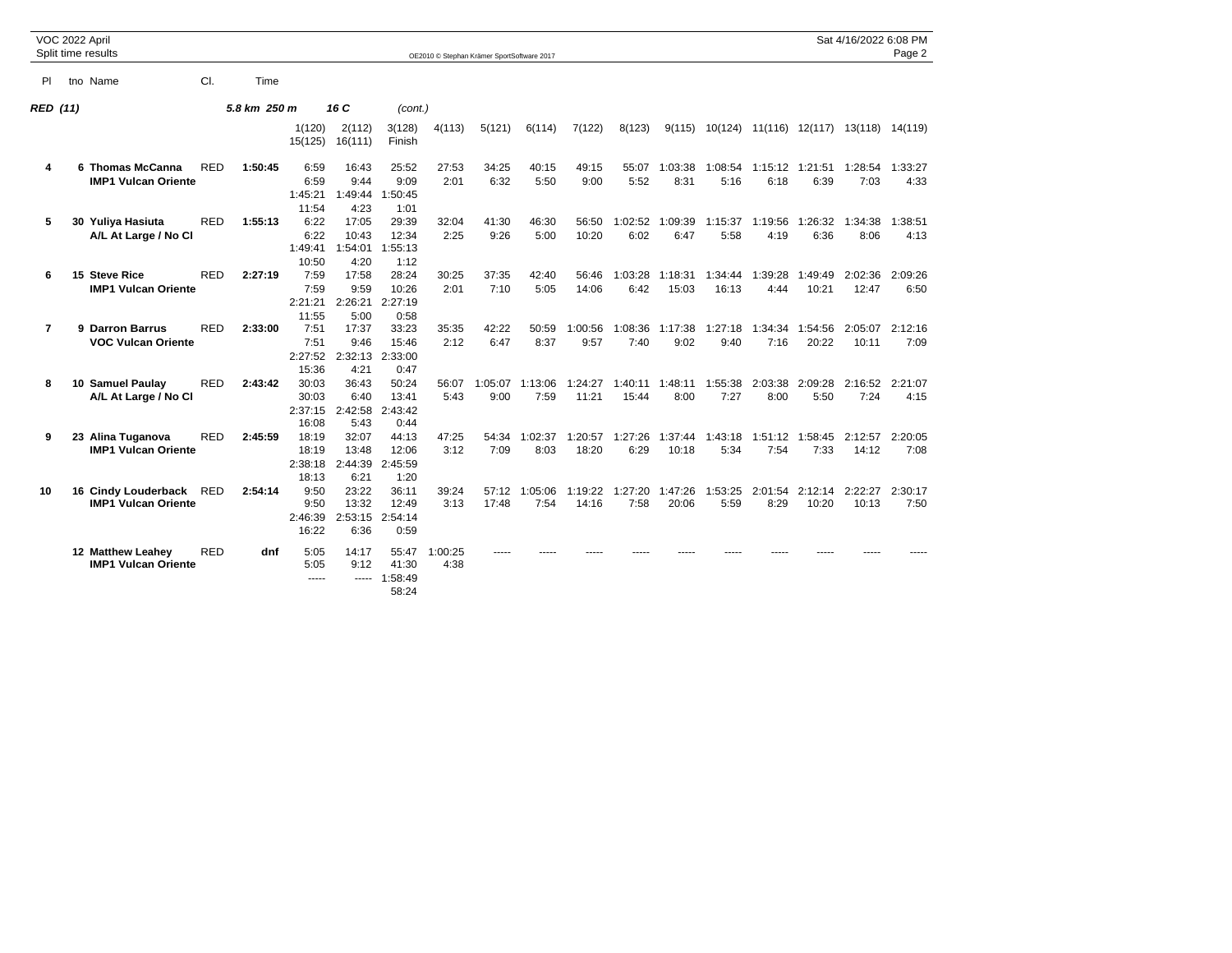VOC 2022 April
Split time results

OE2010 © Stephan Krämer SportSoftware 2017

**RED (11)** 5.8 km 250 m 16 C (cont.)

| Pl | tno | Name | Cl. | Time | 1(120) / 15(125) | 2(112) / 16(111) | 3(128) / Finish | 4(113) | 5(121) | 6(114) | 7(122) | 8(123) | 9(115) | 10(124) | 11(116) | 12(117) | 13(118) | 14(119) |
|---|---|---|---|---|---|---|---|---|---|---|---|---|---|---|---|---|---|---|
| 4 | 6 | **Thomas McCanna** | RED | **1:50:45** | 6:59 | 16:43 | 25:52 | 27:53 | 34:25 | 40:15 | 49:15 | 55:07 | 1:03:38 | 1:08:54 | 1:15:12 | 1:21:51 | 1:28:54 | 1:33:27 |
| | | **IMP1 Vulcan Oriente** | | | 6:59 | 9:44 | 9:09 | 2:01 | 6:32 | 5:50 | 9:00 | 5:52 | 8:31 | 5:16 | 6:18 | 6:39 | 7:03 | 4:33 |
| | | | | | 1:45:21 | 1:49:44 | 1:50:45 | | | | | | | | | | | |
| | | | | | 11:54 | 4:23 | 1:01 | | | | | | | | | | | |
| 5 | 30 | **Yuliya Hasiuta** | RED | **1:55:13** | 6:22 | 17:05 | 29:39 | 32:04 | 41:30 | 46:30 | 56:50 | 1:02:52 | 1:09:39 | 1:15:37 | 1:19:56 | 1:26:32 | 1:34:38 | 1:38:51 |
| | | **A/L At Large / No Cl** | | | 6:22 | 10:43 | 12:34 | 2:25 | 9:26 | 5:00 | 10:20 | 6:02 | 6:47 | 5:58 | 4:19 | 6:36 | 8:06 | 4:13 |
| | | | | | 1:49:41 | 1:54:01 | 1:55:13 | | | | | | | | | | | |
| | | | | | 10:50 | 4:20 | 1:12 | | | | | | | | | | | |
| 6 | 15 | **Steve Rice** | RED | **2:27:19** | 7:59 | 17:58 | 28:24 | 30:25 | 37:35 | 42:40 | 56:46 | 1:03:28 | 1:18:31 | 1:34:44 | 1:39:28 | 1:49:49 | 2:02:36 | 2:09:26 |
| | | **IMP1 Vulcan Oriente** | | | 7:59 | 9:59 | 10:26 | 2:01 | 7:10 | 5:05 | 14:06 | 6:42 | 15:03 | 16:13 | 4:44 | 10:21 | 12:47 | 6:50 |
| | | | | | 2:21:21 | 2:26:21 | 2:27:19 | | | | | | | | | | | |
| | | | | | 11:55 | 5:00 | 0:58 | | | | | | | | | | | |
| 7 | 9 | **Darron Barrus** | RED | **2:33:00** | 7:51 | 17:37 | 33:23 | 35:35 | 42:22 | 50:59 | 1:00:56 | 1:08:36 | 1:17:38 | 1:27:18 | 1:34:34 | 1:54:56 | 2:05:07 | 2:12:16 |
| | | **VOC Vulcan Oriente** | | | 7:51 | 9:46 | 15:46 | 2:12 | 6:47 | 8:37 | 9:57 | 7:40 | 9:02 | 9:40 | 7:16 | 20:22 | 10:11 | 7:09 |
| | | | | | 2:27:52 | 2:32:13 | 2:33:00 | | | | | | | | | | | |
| | | | | | 15:36 | 4:21 | 0:47 | | | | | | | | | | | |
| 8 | 10 | **Samuel Paulay** | RED | **2:43:42** | 30:03 | 36:43 | 50:24 | 56:07 | 1:05:07 | 1:13:06 | 1:24:27 | 1:40:11 | 1:48:11 | 1:55:38 | 2:03:38 | 2:09:28 | 2:16:52 | 2:21:07 |
| | | **A/L At Large / No Cl** | | | 30:03 | 6:40 | 13:41 | 5:43 | 9:00 | 7:59 | 11:21 | 15:44 | 8:00 | 7:27 | 8:00 | 5:50 | 7:24 | 4:15 |
| | | | | | 2:37:15 | 2:42:58 | 2:43:42 | | | | | | | | | | | |
| | | | | | 16:08 | 5:43 | 0:44 | | | | | | | | | | | |
| 9 | 23 | **Alina Tuganova** | RED | **2:45:59** | 18:19 | 32:07 | 44:13 | 47:25 | 54:34 | 1:02:37 | 1:20:57 | 1:27:26 | 1:37:44 | 1:43:18 | 1:51:12 | 1:58:45 | 2:12:57 | 2:20:05 |
| | | **IMP1 Vulcan Oriente** | | | 18:19 | 13:48 | 12:06 | 3:12 | 7:09 | 8:03 | 18:20 | 6:29 | 10:18 | 5:34 | 7:54 | 7:33 | 14:12 | 7:08 |
| | | | | | 2:38:18 | 2:44:39 | 2:45:59 | | | | | | | | | | | |
| | | | | | 18:13 | 6:21 | 1:20 | | | | | | | | | | | |
| 10 | 16 | **Cindy Louderback** | RED | **2:54:14** | 9:50 | 23:22 | 36:11 | 39:24 | 57:12 | 1:05:06 | 1:19:22 | 1:27:20 | 1:47:26 | 1:53:25 | 2:01:54 | 2:12:14 | 2:22:27 | 2:30:17 |
| | | **IMP1 Vulcan Oriente** | | | 9:50 | 13:32 | 12:49 | 3:13 | 17:48 | 7:54 | 14:16 | 7:58 | 20:06 | 5:59 | 8:29 | 10:20 | 10:13 | 7:50 |
| | | | | | 2:46:39 | 2:53:15 | 2:54:14 | | | | | | | | | | | |
| | | | | | 16:22 | 6:36 | 0:59 | | | | | | | | | | | |
| | 12 | **Matthew Leahey** | RED | **dnf** | 5:05 | 14:17 | 55:47 | 1:00:25 | ----- | ----- | ----- | ----- | ----- | ----- | ----- | ----- | ----- | ----- |
| | | **IMP1 Vulcan Oriente** | | | 5:05 | 9:12 | 41:30 | 4:38 | | | | | | | | | | |
| | | | | | ----- | ----- | 1:58:49 | | | | | | | | | | | |
| | | | | | | | 58:24 | | | | | | | | | | | |